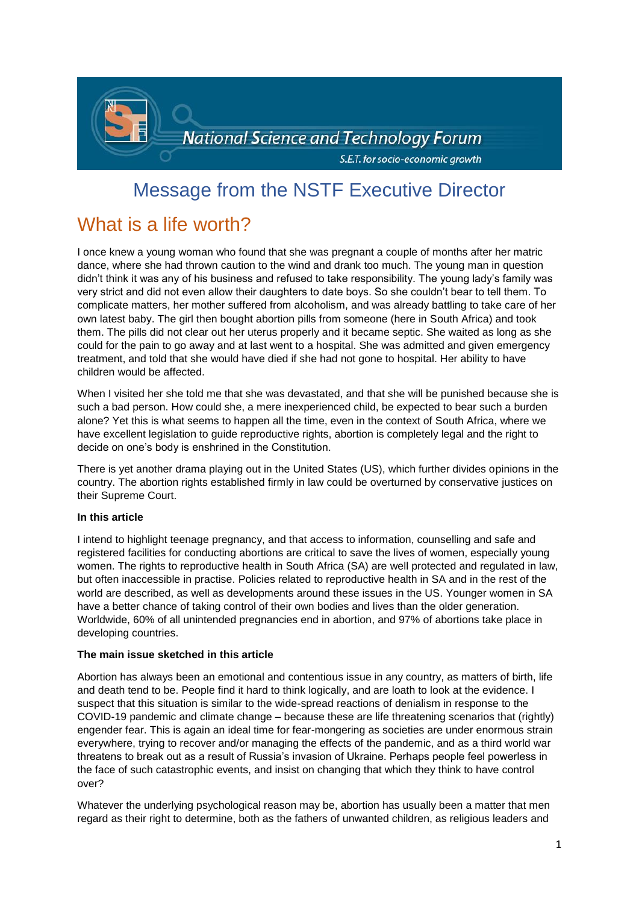National Science and Technology Forum

S.E.T. for socio-economic growth

# Message from the NSTF Executive Director

## What is a life worth?

I once knew a young woman who found that she was pregnant a couple of months after her matric dance, where she had thrown caution to the wind and drank too much. The young man in question didn't think it was any of his business and refused to take responsibility. The young lady's family was very strict and did not even allow their daughters to date boys. So she couldn't bear to tell them. To complicate matters, her mother suffered from alcoholism, and was already battling to take care of her own latest baby. The girl then bought abortion pills from someone (here in South Africa) and took them. The pills did not clear out her uterus properly and it became septic. She waited as long as she could for the pain to go away and at last went to a hospital. She was admitted and given emergency treatment, and told that she would have died if she had not gone to hospital. Her ability to have children would be affected.

When I visited her she told me that she was devastated, and that she will be punished because she is such a bad person. How could she, a mere inexperienced child, be expected to bear such a burden alone? Yet this is what seems to happen all the time, even in the context of South Africa, where we have excellent legislation to guide reproductive rights, abortion is completely legal and the right to decide on one's body is enshrined in the Constitution.

There is yet another drama playing out in the United States (US), which further divides opinions in the country. The abortion rights established firmly in law could be overturned by conservative justices on their Supreme Court.

**In this article**

I intend to highlight teenage pregnancy, and that access to information, counselling and safe and registered facilities for conducting abortions are critical to save the lives of women, especially young women. The rights to reproductive health in South Africa (SA) are well protected and regulated in law, but often inaccessible in practise. Policies related to reproductive health in SA and in the rest of the world are described, as well as developments around these issues in the US. Younger women in SA have a better chance of taking control of their own bodies and lives than the older generation. Worldwide, 60% of all unintended pregnancies end in abortion, and 97% of abortions take place in developing countries.

**The main issue sketched in this article**

Abortion has always been an emotional and contentious issue in any country, as matters of birth, life and death tend to be. People find it hard to think logically, and are loath to look at the evidence. I suspect that this situation is similar to the wide-spread reactions of denialism in response to the COVID-19 pandemic and climate change – because these are life threatening scenarios that (rightly) engender fear. This is again an ideal time for fear-mongering as societies are under enormous strain everywhere, trying to recover and/or managing the effects of the pandemic, and as a third world war threatens to break out as a result of Russia's invasion of Ukraine. Perhaps people feel powerless in the face of such catastrophic events, and insist on changing that which they think to have control over?

Whatever the underlying psychological reason may be, abortion has usually been a matter that men regard as their right to determine, both as the fathers of unwanted children, as religious leaders and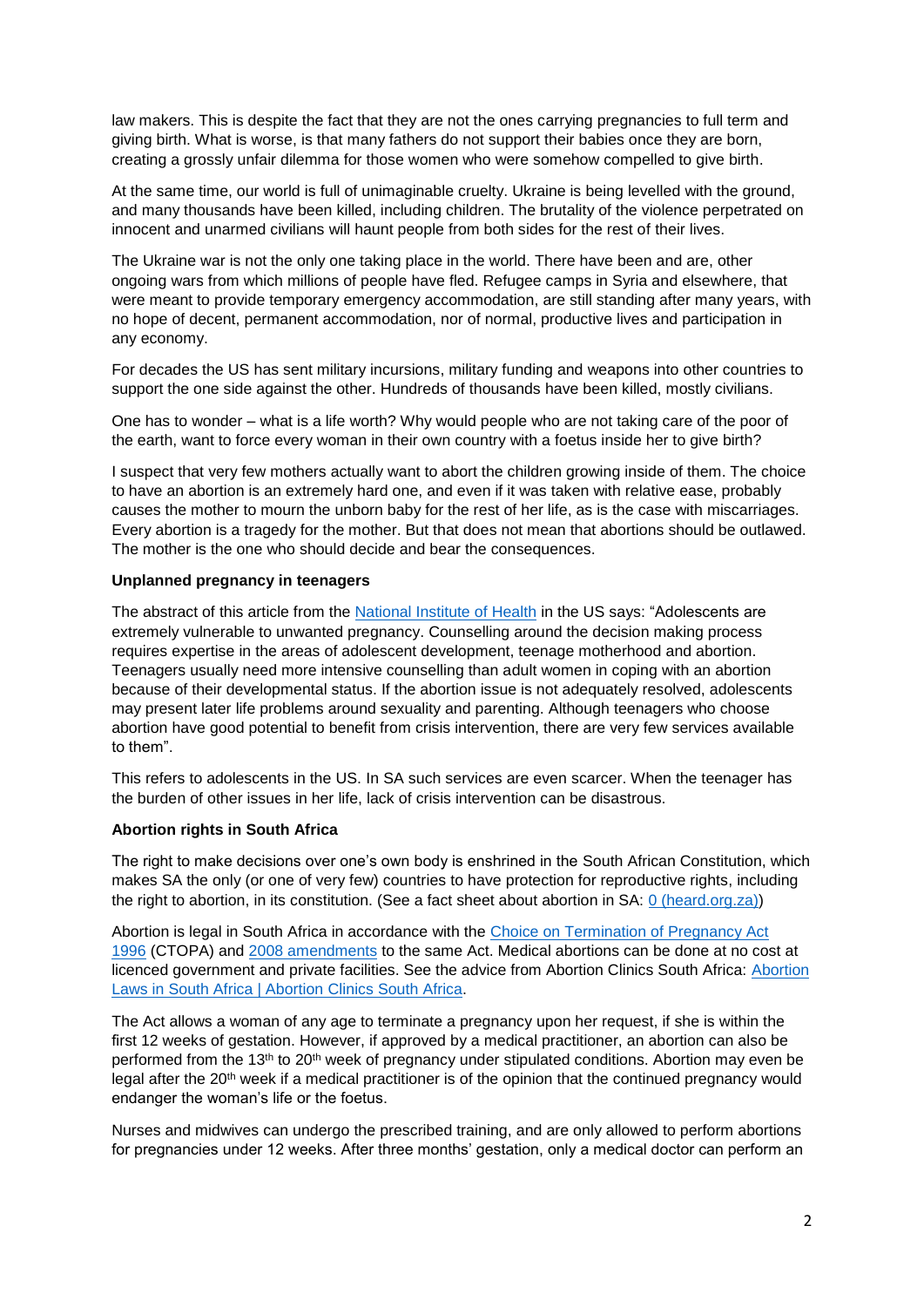law makers. This is despite the fact that they are not the ones carrying pregnancies to full term and giving birth. What is worse, is that many fathers do not support their babies once they are born, creating a grossly unfair dilemma for those women who were somehow compelled to give birth.

At the same time, our world is full of unimaginable cruelty. Ukraine is being levelled with the ground, and many thousands have been killed, including children. The brutality of the violence perpetrated on innocent and unarmed civilians will haunt people from both sides for the rest of their lives.

The Ukraine war is not the only one taking place in the world. There have been and are, other ongoing wars from which millions of people have fled. Refugee camps in Syria and elsewhere, that were meant to provide temporary emergency accommodation, are still standing after many years, with no hope of decent, permanent accommodation, nor of normal, productive lives and participation in any economy.

For decades the US has sent military incursions, military funding and weapons into other countries to support the one side against the other. Hundreds of thousands have been killed, mostly civilians.

One has to wonder – what is a life worth? Why would people who are not taking care of the poor of the earth, want to force every woman in their own country with a foetus inside her to give birth?

I suspect that very few mothers actually want to abort the children growing inside of them. The choice to have an abortion is an extremely hard one, and even if it was taken with relative ease, probably causes the mother to mourn the unborn baby for the rest of her life, as is the case with miscarriages. Every abortion is a tragedy for the mother. But that does not mean that abortions should be outlawed. The mother is the one who should decide and bear the consequences.

**Unplanned pregnancy in teenagers**

The abstract of this article from the National Institute of Health in the US says: "Adolescents are extremely vulnerable to unwanted pregnancy. Counselling around the decision making process requires expertise in the areas of adolescent development, teenage motherhood and abortion. Teenagers usually need more intensive counselling than adult women in coping with an abortion because of their developmental status. If the abortion issue is not adequately resolved, adolescents may present later life problems around sexuality and parenting. Although teenagers who choose abortion have good potential to benefit from crisis intervention, there are very few services available to them".

This refers to adolescents in the US. In SA such services are even scarcer. When the teenager has the burden of other issues in her life, lack of crisis intervention can be disastrous.

**Abortion rights in South Africa**

The right to make decisions over one's own body is enshrined in the South African Constitution, which makes SA the only (or one of very few) countries to have protection for reproductive rights, including the right to abortion, in its constitution. (See a fact sheet about abortion in SA: 0 (heard.org.za))

Abortion is legal in South Africa in accordance with the Choice on Termination of Pregnancy Act 1996 (CTOPA) and 2008 amendments to the same Act. Medical abortions can be done at no cost at licenced government and private facilities. See the advice from Abortion Clinics South Africa: Abortion Laws in South Africa | Abortion Clinics South Africa.

The Act allows a woman of any age to terminate a pregnancy upon her request, if she is within the first 12 weeks of gestation. However, if approved by a medical practitioner, an abortion can also be performed from the 13th to 20th week of pregnancy under stipulated conditions. Abortion may even be legal after the 20th week if a medical practitioner is of the opinion that the continued pregnancy would endanger the woman's life or the foetus.

Nurses and midwives can undergo the prescribed training, and are only allowed to perform abortions for pregnancies under 12 weeks. After three months' gestation, only a medical doctor can perform an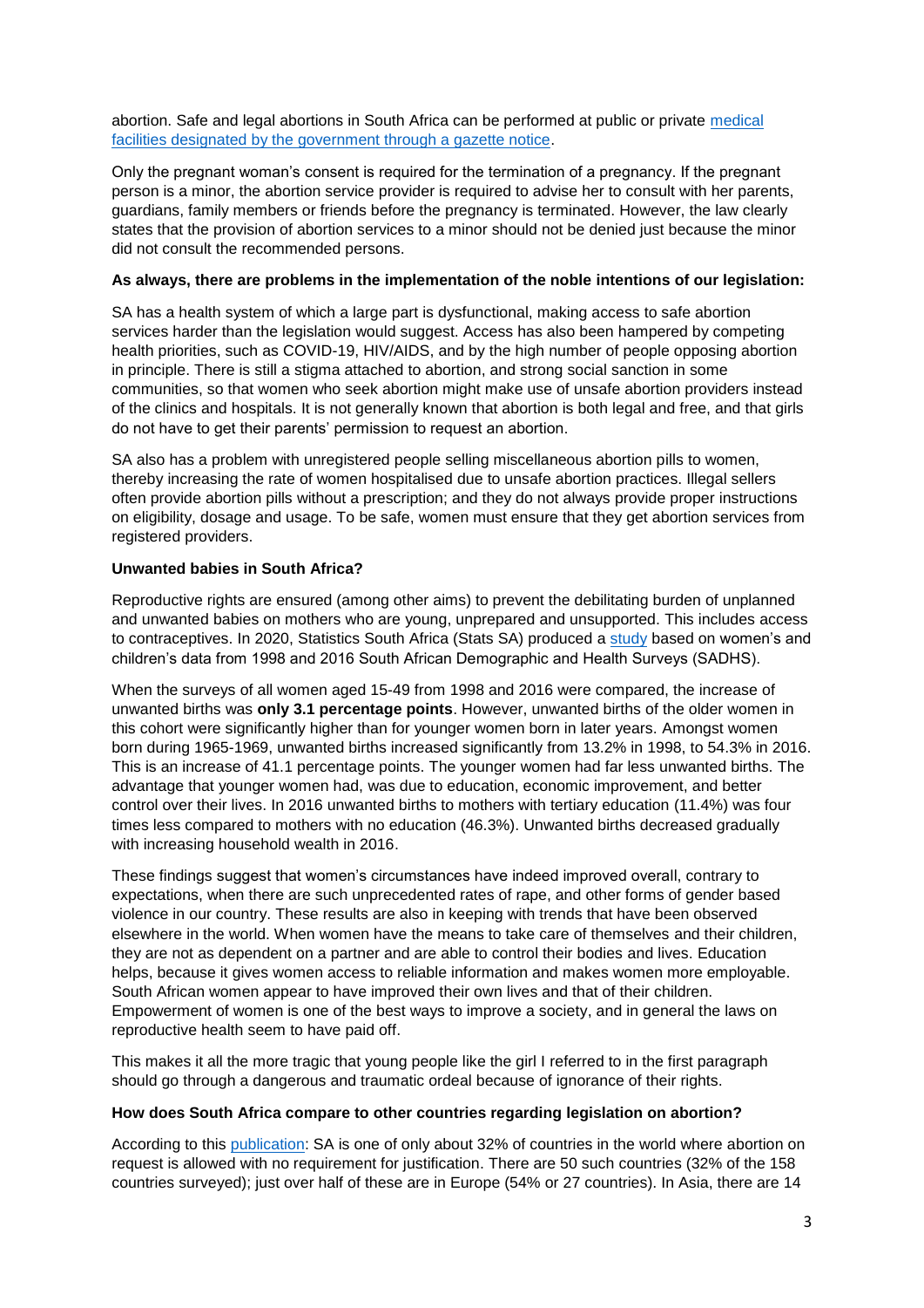abortion. Safe and legal abortions in South Africa can be performed at public or private [medical facilities designated by the government through a gazette notice](#).

Only the pregnant woman's consent is required for the termination of a pregnancy. If the pregnant person is a minor, the abortion service provider is required to advise her to consult with her parents, guardians, family members or friends before the pregnancy is terminated. However, the law clearly states that the provision of abortion services to a minor should not be denied just because the minor did not consult the recommended persons.

**As always, there are problems in the implementation of the noble intentions of our legislation:**

SA has a health system of which a large part is dysfunctional, making access to safe abortion services harder than the legislation would suggest. Access has also been hampered by competing health priorities, such as COVID-19, HIV/AIDS, and by the high number of people opposing abortion in principle. There is still a stigma attached to abortion, and strong social sanction in some communities, so that women who seek abortion might make use of unsafe abortion providers instead of the clinics and hospitals. It is not generally known that abortion is both legal and free, and that girls do not have to get their parents' permission to request an abortion.

SA also has a problem with unregistered people selling miscellaneous abortion pills to women, thereby increasing the rate of women hospitalised due to unsafe abortion practices. Illegal sellers often provide abortion pills without a prescription; and they do not always provide proper instructions on eligibility, dosage and usage. To be safe, women must ensure that they get abortion services from registered providers.

**Unwanted babies in South Africa?**

Reproductive rights are ensured (among other aims) to prevent the debilitating burden of unplanned and unwanted babies on mothers who are young, unprepared and unsupported. This includes access to contraceptives. In 2020, Statistics South Africa (Stats SA) produced a [study](#) based on women's and children's data from 1998 and 2016 South African Demographic and Health Surveys (SADHS).

When the surveys of all women aged 15-49 from 1998 and 2016 were compared, the increase of unwanted births was **only 3.1 percentage points**. However, unwanted births of the older women in this cohort were significantly higher than for younger women born in later years. Amongst women born during 1965-1969, unwanted births increased significantly from 13.2% in 1998, to 54.3% in 2016. This is an increase of 41.1 percentage points. The younger women had far less unwanted births. The advantage that younger women had, was due to education, economic improvement, and better control over their lives. In 2016 unwanted births to mothers with tertiary education (11.4%) was four times less compared to mothers with no education (46.3%). Unwanted births decreased gradually with increasing household wealth in 2016.

These findings suggest that women's circumstances have indeed improved overall, contrary to expectations, when there are such unprecedented rates of rape, and other forms of gender based violence in our country. These results are also in keeping with trends that have been observed elsewhere in the world. When women have the means to take care of themselves and their children, they are not as dependent on a partner and are able to control their bodies and lives. Education helps, because it gives women access to reliable information and makes women more employable. South African women appear to have improved their own lives and that of their children. Empowerment of women is one of the best ways to improve a society, and in general the laws on reproductive health seem to have paid off.

This makes it all the more tragic that young people like the girl I referred to in the first paragraph should go through a dangerous and traumatic ordeal because of ignorance of their rights.

**How does South Africa compare to other countries regarding legislation on abortion?**

According to this [publication](#): SA is one of only about 32% of countries in the world where abortion on request is allowed with no requirement for justification. There are 50 such countries (32% of the 158 countries surveyed); just over half of these are in Europe (54% or 27 countries). In Asia, there are 14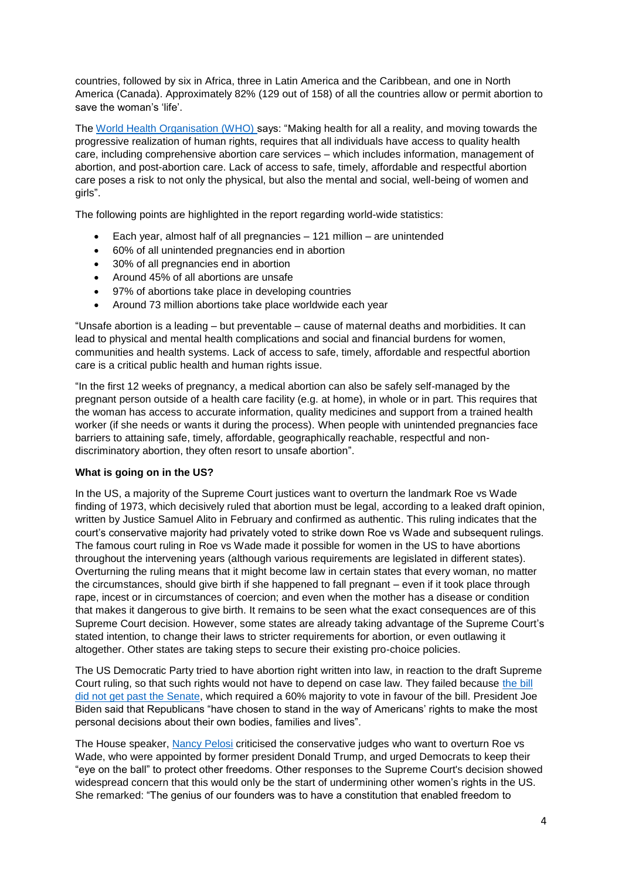countries, followed by six in Africa, three in Latin America and the Caribbean, and one in North America (Canada). Approximately 82% (129 out of 158) of all the countries allow or permit abortion to save the woman's 'life'.

The [World Health Organisation (WHO)](#) says: "Making health for all a reality, and moving towards the progressive realization of human rights, requires that all individuals have access to quality health care, including comprehensive abortion care services – which includes information, management of abortion, and post-abortion care. Lack of access to safe, timely, affordable and respectful abortion care poses a risk to not only the physical, but also the mental and social, well-being of women and girls".

The following points are highlighted in the report regarding world-wide statistics:

- Each year, almost half of all pregnancies – 121 million – are unintended
- 60% of all unintended pregnancies end in abortion
- 30% of all pregnancies end in abortion
- Around 45% of all abortions are unsafe
- 97% of abortions take place in developing countries
- Around 73 million abortions take place worldwide each year

"Unsafe abortion is a leading – but preventable – cause of maternal deaths and morbidities. It can lead to physical and mental health complications and social and financial burdens for women, communities and health systems. Lack of access to safe, timely, affordable and respectful abortion care is a critical public health and human rights issue.

"In the first 12 weeks of pregnancy, a medical abortion can also be safely self-managed by the pregnant person outside of a health care facility (e.g. at home), in whole or in part. This requires that the woman has access to accurate information, quality medicines and support from a trained health worker (if she needs or wants it during the process). When people with unintended pregnancies face barriers to attaining safe, timely, affordable, geographically reachable, respectful and non-discriminatory abortion, they often resort to unsafe abortion".

**What is going on in the US?**

In the US, a majority of the Supreme Court justices want to overturn the landmark Roe vs Wade finding of 1973, which decisively ruled that abortion must be legal, according to a leaked draft opinion, written by Justice Samuel Alito in February and confirmed as authentic. This ruling indicates that the court's conservative majority had privately voted to strike down Roe vs Wade and subsequent rulings. The famous court ruling in Roe vs Wade made it possible for women in the US to have abortions throughout the intervening years (although various requirements are legislated in different states). Overturning the ruling means that it might become law in certain states that every woman, no matter the circumstances, should give birth if she happened to fall pregnant – even if it took place through rape, incest or in circumstances of coercion; and even when the mother has a disease or condition that makes it dangerous to give birth. It remains to be seen what the exact consequences are of this Supreme Court decision. However, some states are already taking advantage of the Supreme Court's stated intention, to change their laws to stricter requirements for abortion, or even outlawing it altogether. Other states are taking steps to secure their existing pro-choice policies.

The US Democratic Party tried to have abortion right written into law, in reaction to the draft Supreme Court ruling, so that such rights would not have to depend on case law. They failed because [the bill did not get past the Senate](#), which required a 60% majority to vote in favour of the bill. President Joe Biden said that Republicans "have chosen to stand in the way of Americans' rights to make the most personal decisions about their own bodies, families and lives".

The House speaker, [Nancy Pelosi](#) criticised the conservative judges who want to overturn Roe vs Wade, who were appointed by former president Donald Trump, and urged Democrats to keep their "eye on the ball" to protect other freedoms. Other responses to the Supreme Court's decision showed widespread concern that this would only be the start of undermining other women's rights in the US. She remarked: "The genius of our founders was to have a constitution that enabled freedom to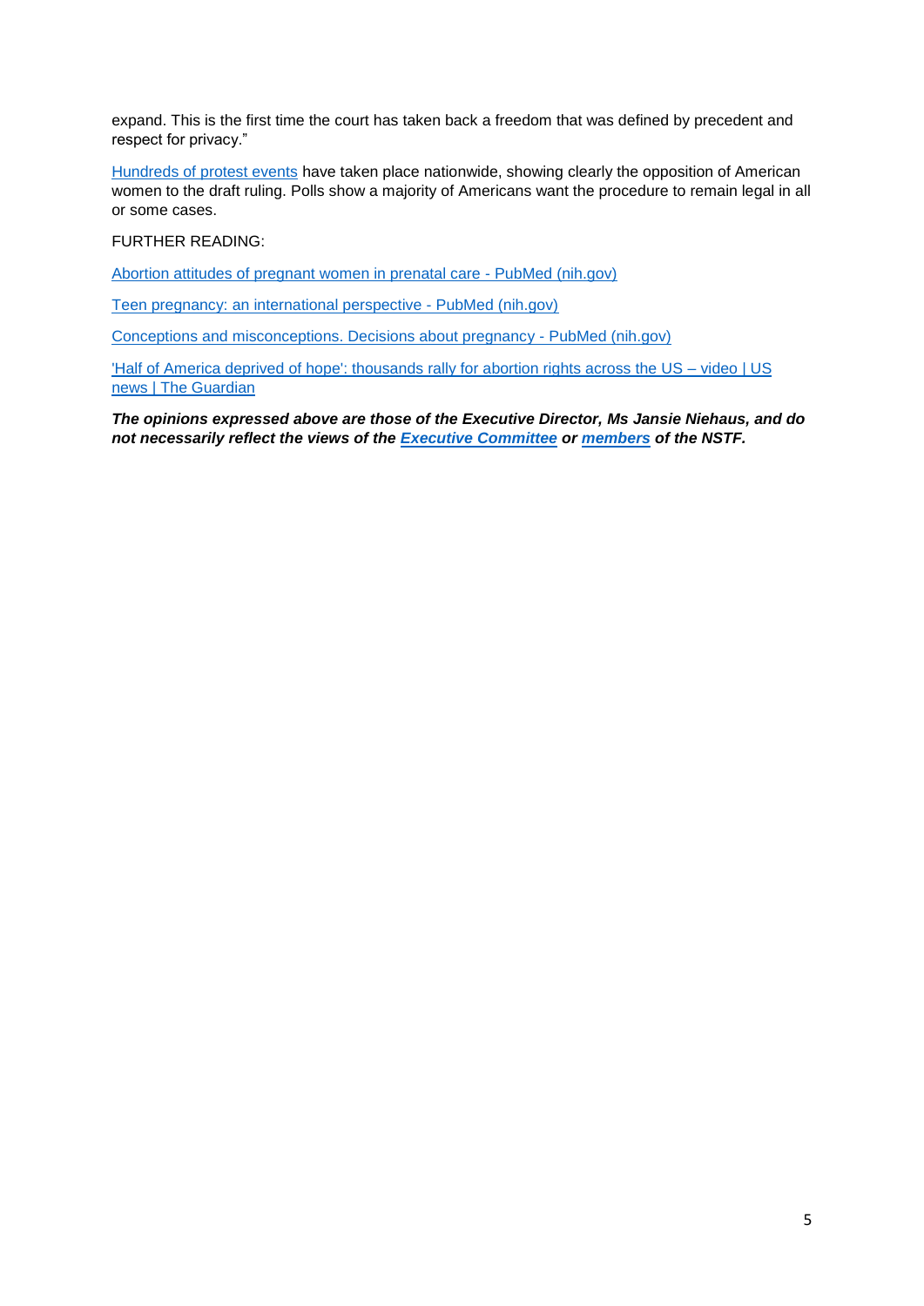expand. This is the first time the court has taken back a freedom that was defined by precedent and respect for privacy."

Hundreds of protest events have taken place nationwide, showing clearly the opposition of American women to the draft ruling. Polls show a majority of Americans want the procedure to remain legal in all or some cases.

FURTHER READING:

Abortion attitudes of pregnant women in prenatal care - PubMed (nih.gov)

Teen pregnancy: an international perspective - PubMed (nih.gov)

Conceptions and misconceptions. Decisions about pregnancy - PubMed (nih.gov)

'Half of America deprived of hope': thousands rally for abortion rights across the US – video | US news | The Guardian

***The opinions expressed above are those of the Executive Director, Ms Jansie Niehaus, and do not necessarily reflect the views of the Executive Committee or members of the NSTF.***